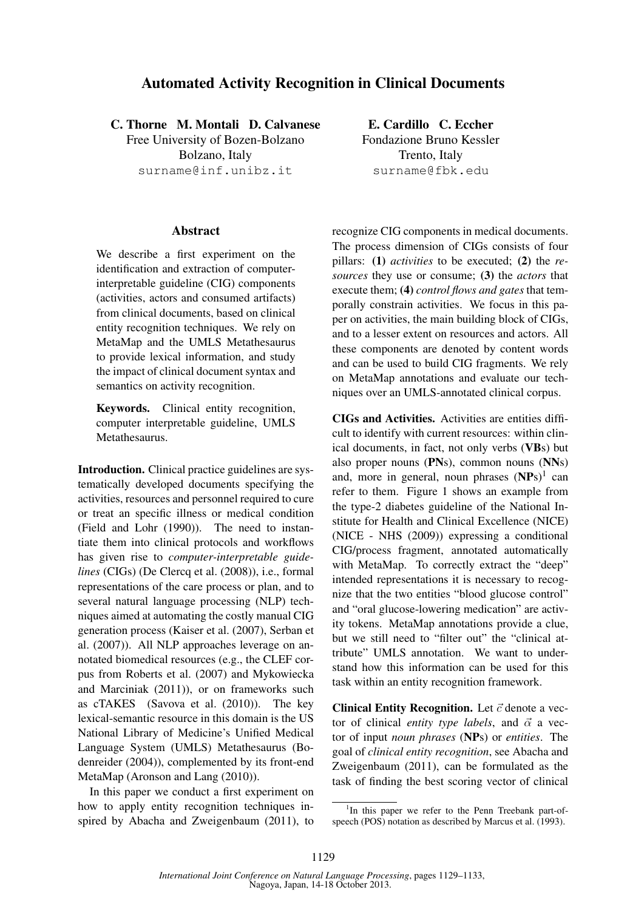# Automated Activity Recognition in Clinical Documents

**C. Thorne M. Montali D. Calvanese**
Free University of Bozen-Bolzano
Bolzano, Italy
surname@inf.unibz.it

**E. Cardillo C. Eccher**
Fondazione Bruno Kessler
Trento, Italy
surname@fbk.edu

## Abstract

We describe a first experiment on the identification and extraction of computer-interpretable guideline (CIG) components (activities, actors and consumed artifacts) from clinical documents, based on clinical entity recognition techniques. We rely on MetaMap and the UMLS Metathesaurus to provide lexical information, and study the impact of clinical document syntax and semantics on activity recognition.

**Keywords.** Clinical entity recognition, computer interpretable guideline, UMLS Metathesaurus.

**Introduction.** Clinical practice guidelines are systematically developed documents specifying the activities, resources and personnel required to cure or treat an specific illness or medical condition (Field and Lohr (1990)). The need to instantiate them into clinical protocols and workflows has given rise to *computer-interpretable guidelines* (CIGs) (De Clercq et al. (2008)), i.e., formal representations of the care process or plan, and to several natural language processing (NLP) techniques aimed at automating the costly manual CIG generation process (Kaiser et al. (2007), Serban et al. (2007)). All NLP approaches leverage on annotated biomedical resources (e.g., the CLEF corpus from Roberts et al. (2007) and Mykowiecka and Marciniak (2011)), or on frameworks such as cTAKES (Savova et al. (2010)). The key lexical-semantic resource in this domain is the US National Library of Medicine's Unified Medical Language System (UMLS) Metathesaurus (Bodenreider (2004)), complemented by its front-end MetaMap (Aronson and Lang (2010)).

In this paper we conduct a first experiment on how to apply entity recognition techniques inspired by Abacha and Zweigenbaum (2011), to recognize CIG components in medical documents. The process dimension of CIGs consists of four pillars: **(1)** *activities* to be executed; **(2)** the *resources* they use or consume; **(3)** the *actors* that execute them; **(4)** *control flows and gates* that temporally constrain activities. We focus in this paper on activities, the main building block of CIGs, and to a lesser extent on resources and actors. All these components are denoted by content words and can be used to build CIG fragments. We rely on MetaMap annotations and evaluate our techniques over an UMLS-annotated clinical corpus.

**CIGs and Activities.** Activities are entities difficult to identify with current resources: within clinical documents, in fact, not only verbs (**VB**s) but also proper nouns (**PN**s), common nouns (**NN**s) and, more in general, noun phrases (**NP**s)[1] can refer to them. Figure 1 shows an example from the type-2 diabetes guideline of the National Institute for Health and Clinical Excellence (NICE) (NICE - NHS (2009)) expressing a conditional CIG/process fragment, annotated automatically with MetaMap. To correctly extract the "deep" intended representations it is necessary to recognize that the two entities "blood glucose control" and "oral glucose-lowering medication" are activity tokens. MetaMap annotations provide a clue, but we still need to "filter out" the "clinical attribute" UMLS annotation. We want to understand how this information can be used for this task within an entity recognition framework.

**Clinical Entity Recognition.** Let $\vec{c}$ denote a vector of clinical *entity type labels*, and $\vec{\alpha}$ a vector of input *noun phrases* (**NP**s) or *entities*. The goal of *clinical entity recognition*, see Abacha and Zweigenbaum (2011), can be formulated as the task of finding the best scoring vector of clinical

[1] In this paper we refer to the Penn Treebank part-of-speech (POS) notation as described by Marcus et al. (1993).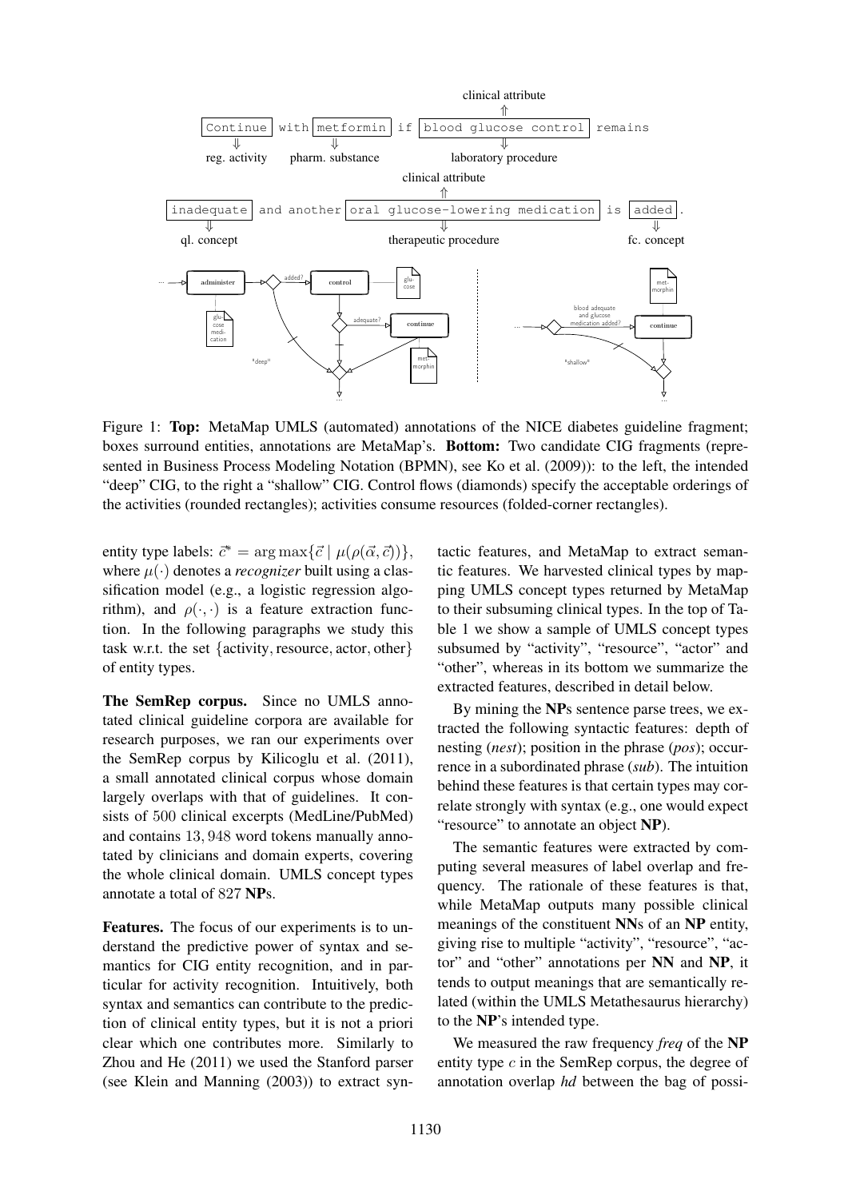Figure 1: **Top:** MetaMap UMLS (automated) annotations of the NICE diabetes guideline fragment; boxes surround entities, annotations are MetaMap's. **Bottom:** Two candidate CIG fragments (represented in Business Process Modeling Notation (BPMN), see Ko et al. (2009)): to the left, the intended "deep" CIG, to the right a "shallow" CIG. Control flows (diamonds) specify the acceptable orderings of the activities (rounded rectangles); activities consume resources (folded-corner rectangles).

entity type labels: $\vec{c}^* = \arg\max\{\vec{c} \mid \mu(\rho(\vec{\alpha}, \vec{c}))\}$, where $\mu(\cdot)$ denotes a *recognizer* built using a classification model (e.g., a logistic regression algorithm), and $\rho(\cdot, \cdot)$ is a feature extraction function. In the following paragraphs we study this task w.r.t. the set $\{\text{activity}, \text{resource}, \text{actor}, \text{other}\}$ of entity types.

**The SemRep corpus.** Since no UMLS annotated clinical guideline corpora are available for research purposes, we ran our experiments over the SemRep corpus by Kilicoglu et al. (2011), a small annotated clinical corpus whose domain largely overlaps with that of guidelines. It consists of 500 clinical excerpts (MedLine/PubMed) and contains 13,948 word tokens manually annotated by clinicians and domain experts, covering the whole clinical domain. UMLS concept types annotate a total of 827 **NP**s.

**Features.** The focus of our experiments is to understand the predictive power of syntax and semantics for CIG entity recognition, and in particular for activity recognition. Intuitively, both syntax and semantics can contribute to the prediction of clinical entity types, but it is not a priori clear which one contributes more. Similarly to Zhou and He (2011) we used the Stanford parser (see Klein and Manning (2003)) to extract syntactic features, and MetaMap to extract semantic features. We harvested clinical types by mapping UMLS concept types returned by MetaMap to their subsuming clinical types. In the top of Table 1 we show a sample of UMLS concept types subsumed by "activity", "resource", "actor" and "other", whereas in its bottom we summarize the extracted features, described in detail below.

By mining the **NP**s sentence parse trees, we extracted the following syntactic features: depth of nesting (*nest*); position in the phrase (*pos*); occurrence in a subordinated phrase (*sub*). The intuition behind these features is that certain types may correlate strongly with syntax (e.g., one would expect "resource" to annotate an object **NP**).

The semantic features were extracted by computing several measures of label overlap and frequency. The rationale of these features is that, while MetaMap outputs many possible clinical meanings of the constituent **NN**s of an **NP** entity, giving rise to multiple "activity", "resource", "actor" and "other" annotations per **NN** and **NP**, it tends to output meanings that are semantically related (within the UMLS Metathesaurus hierarchy) to the **NP**'s intended type.

We measured the raw frequency *freq* of the **NP** entity type $c$ in the SemRep corpus, the degree of annotation overlap *hd* between the bag of possi-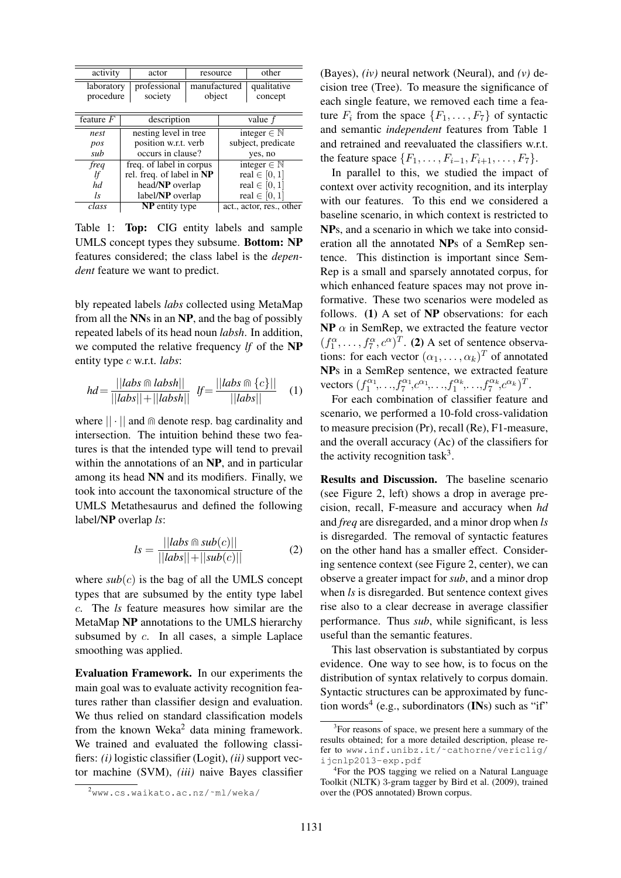| activity | actor | resource | other |
|---|---|---|---|
| laboratory procedure | professional society | manufactured object | qualitative concept |

| feature $F$ | description | value $f$ |
|---|---|---|
| *nest* | nesting level in tree | integer $\in \mathbb{N}$ |
| *pos* | position w.r.t. verb | subject, predicate |
| *sub* | occurs in clause? | yes, no |
| *freq* | freq. of label in corpus | integer $\in \mathbb{N}$ |
| *lf* | rel. freq. of label in **NP** | real $\in [0, 1]$ |
| *hd* | head/**NP** overlap | real $\in [0, 1]$ |
| *ls* | label/**NP** overlap | real $\in [0, 1]$ |
| *class* | **NP** entity type | act., actor, res., other |

Table 1: **Top:** CIG entity labels and sample UMLS concept types they subsume. **Bottom: NP** features considered; the class label is the *dependent* feature we want to predict.

bly repeated labels *labs* collected using MetaMap from all the **NN**s in an **NP**, and the bag of possibly repeated labels of its head noun *labsh*. In addition, we computed the relative frequency *lf* of the **NP** entity type $c$ w.r.t. *labs*:

$$hd = \frac{||labs \Cap labsh||}{||labs|| + ||labsh||} \quad lf = \frac{||labs \Cap \{c\}||}{||labs||} \qquad (1)$$

where $||\cdot||$ and $\Cap$ denote resp. bag cardinality and intersection. The intuition behind these two features is that the intended type will tend to prevail within the annotations of an **NP**, and in particular among its head **NN** and its modifiers. Finally, we took into account the taxonomical structure of the UMLS Metathesaurus and defined the following label/**NP** overlap *ls*:

$$ls = \frac{||labs \Cap sub(c)||}{||labs|| + ||sub(c)||} \qquad (2)$$

where $sub(c)$ is the bag of all the UMLS concept types that are subsumed by the entity type label $c$. The *ls* feature measures how similar are the MetaMap **NP** annotations to the UMLS hierarchy subsumed by $c$. In all cases, a simple Laplace smoothing was applied.

**Evaluation Framework.** In our experiments the main goal was to evaluate activity recognition features rather than classifier design and evaluation. We thus relied on standard classification models from the known Weka[2] data mining framework. We trained and evaluated the following classifiers: *(i)* logistic classifier (Logit), *(ii)* support vector machine (SVM), *(iii)* naive Bayes classifier (Bayes), *(iv)* neural network (Neural), and *(v)* decision tree (Tree). To measure the significance of each single feature, we removed each time a feature $F_i$ from the space $\{F_1, \ldots, F_7\}$ of syntactic and semantic *independent* features from Table 1 and retrained and reevaluated the classifiers w.r.t. the feature space $\{F_1, \ldots, F_{i-1}, F_{i+1}, \ldots, F_7\}$.

In parallel to this, we studied the impact of context over activity recognition, and its interplay with our features. To this end we considered a baseline scenario, in which context is restricted to **NP**s, and a scenario in which we take into consideration all the annotated **NP**s of a SemRep sentence. This distinction is important since SemRep is a small and sparsely annotated corpus, for which enhanced feature spaces may not prove informative. These two scenarios were modeled as follows. **(1)** A set of **NP** observations: for each **NP** $\alpha$ in SemRep, we extracted the feature vector $(f_1^\alpha, \ldots, f_7^\alpha, c^\alpha)^T$. **(2)** A set of sentence observations: for each vector $(\alpha_1, \ldots, \alpha_k)^T$ of annotated **NP**s in a SemRep sentence, we extracted feature vectors $(f_1^{\alpha_1}, \ldots, f_7^{\alpha_1}, c^{\alpha_1}, \ldots, f_1^{\alpha_k}, \ldots, f_7^{\alpha_k}, c^{\alpha_k})^T$.

For each combination of classifier feature and scenario, we performed a 10-fold cross-validation to measure precision (Pr), recall (Re), F1-measure, and the overall accuracy (Ac) of the classifiers for the activity recognition task[3].

**Results and Discussion.** The baseline scenario (see Figure 2, left) shows a drop in average precision, recall, F-measure and accuracy when *hd* and *freq* are disregarded, and a minor drop when *ls* is disregarded. The removal of syntactic features on the other hand has a smaller effect. Considering sentence context (see Figure 2, center), we can observe a greater impact for ***sub***, and a minor drop when *ls* is disregarded. But sentence context gives rise also to a clear decrease in average classifier performance. Thus *sub*, while significant, is less useful than the semantic features.

This last observation is substantiated by corpus evidence. One way to see how, is to focus on the distribution of syntax relatively to corpus domain. Syntactic structures can be approximated by function words[4] (e.g., subordinators (**IN**s) such as "if"

[2] www.cs.waikato.ac.nz/~ml/weka/

[3] For reasons of space, we present here a summary of the results obtained; for a more detailed description, please refer to www.inf.unibz.it/~cathorne/vericlig/ijcnlp2013-exp.pdf

[4] For the POS tagging we relied on a Natural Language Toolkit (NLTK) 3-gram tagger by Bird et al. (2009), trained over the (POS annotated) Brown corpus.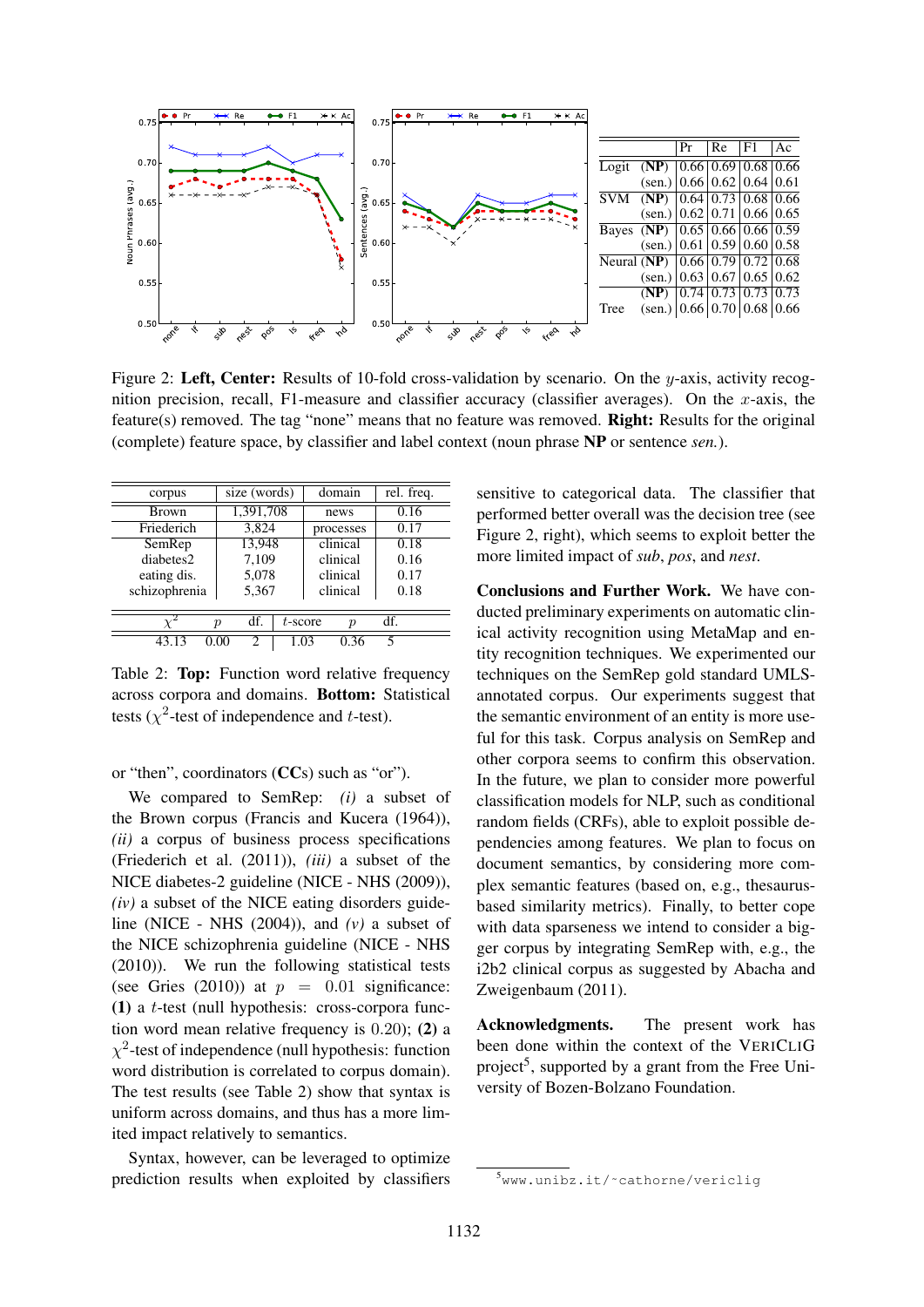|  | Pr | Re | F1 | Ac |
|---|---|---|---|---|
| Logit (**NP**) | 0.66 | 0.69 | 0.68 | 0.66 |
| (sen.) | 0.66 | 0.62 | 0.64 | 0.61 |
| SVM (**NP**) | 0.64 | 0.73 | 0.68 | 0.66 |
| (sen.) | 0.62 | 0.71 | 0.66 | 0.65 |
| Bayes (**NP**) | 0.65 | 0.66 | 0.66 | 0.59 |
| (sen.) | 0.61 | 0.59 | 0.60 | 0.58 |
| Neural (**NP**) | 0.66 | 0.79 | 0.72 | 0.68 |
| (sen.) | 0.63 | 0.67 | 0.65 | 0.62 |
| Tree (**NP**) | 0.74 | 0.73 | 0.73 | 0.73 |
| (sen.) | 0.66 | 0.70 | 0.68 | 0.66 |

Figure 2: **Left, Center:** Results of 10-fold cross-validation by scenario. On the $y$-axis, activity recognition precision, recall, F1-measure and classifier accuracy (classifier averages). On the $x$-axis, the feature(s) removed. The tag "none" means that no feature was removed. **Right:** Results for the original (complete) feature space, by classifier and label context (noun phrase **NP** or sentence *sen.*).

| corpus | size (words) | domain | rel. freq. |
|---|---|---|---|
| Brown | 1,391,708 | news | 0.16 |
| Friederich | 3,824 | processes | 0.17 |
| SemRep | 13,948 | clinical | 0.18 |
| diabetes2 | 7,109 | clinical | 0.16 |
| eating dis. | 5,078 | clinical | 0.17 |
| schizophrenia | 5,367 | clinical | 0.18 |

| $\chi^2$ | $p$ | df. | $t$-score | $p$ | df. |
|---|---|---|---|---|---|
| 43.13 | 0.00 | 2 | 1.03 | 0.36 | 5 |

Table 2: **Top:** Function word relative frequency across corpora and domains. **Bottom:** Statistical tests ($\chi^2$-test of independence and $t$-test).

or "then", coordinators (**CC**s) such as "or").

We compared to SemRep: *(i)* a subset of the Brown corpus (Francis and Kucera (1964)), *(ii)* a corpus of business process specifications (Friederich et al. (2011)), *(iii)* a subset of the NICE diabetes-2 guideline (NICE - NHS (2009)), *(iv)* a subset of the NICE eating disorders guideline (NICE - NHS (2004)), and *(v)* a subset of the NICE schizophrenia guideline (NICE - NHS (2010)). We run the following statistical tests (see Gries (2010)) at $p = 0.01$ significance: **(1)** a $t$-test (null hypothesis: cross-corpora function word mean relative frequency is 0.20); **(2)** a $\chi^2$-test of independence (null hypothesis: function word distribution is correlated to corpus domain). The test results (see Table 2) show that syntax is uniform across domains, and thus has a more limited impact relatively to semantics.

Syntax, however, can be leveraged to optimize prediction results when exploited by classifiers sensitive to categorical data. The classifier that performed better overall was the decision tree (see Figure 2, right), which seems to exploit better the more limited impact of *sub*, *pos*, and *nest*.

**Conclusions and Further Work.** We have conducted preliminary experiments on automatic clinical activity recognition using MetaMap and entity recognition techniques. We experimented our techniques on the SemRep gold standard UMLS-annotated corpus. Our experiments suggest that the semantic environment of an entity is more useful for this task. Corpus analysis on SemRep and other corpora seems to confirm this observation. In the future, we plan to consider more powerful classification models for NLP, such as conditional random fields (CRFs), able to exploit possible dependencies among features. We plan to focus on document semantics, by considering more complex semantic features (based on, e.g., thesaurus-based similarity metrics). Finally, to better cope with data sparseness we intend to consider a bigger corpus by integrating SemRep with, e.g., the i2b2 clinical corpus as suggested by Abacha and Zweigenbaum (2011).

**Acknowledgments.** The present work has been done within the context of the VERICLIG project[5], supported by a grant from the Free University of Bozen-Bolzano Foundation.

[5] www.unibz.it/~cathorne/vericlig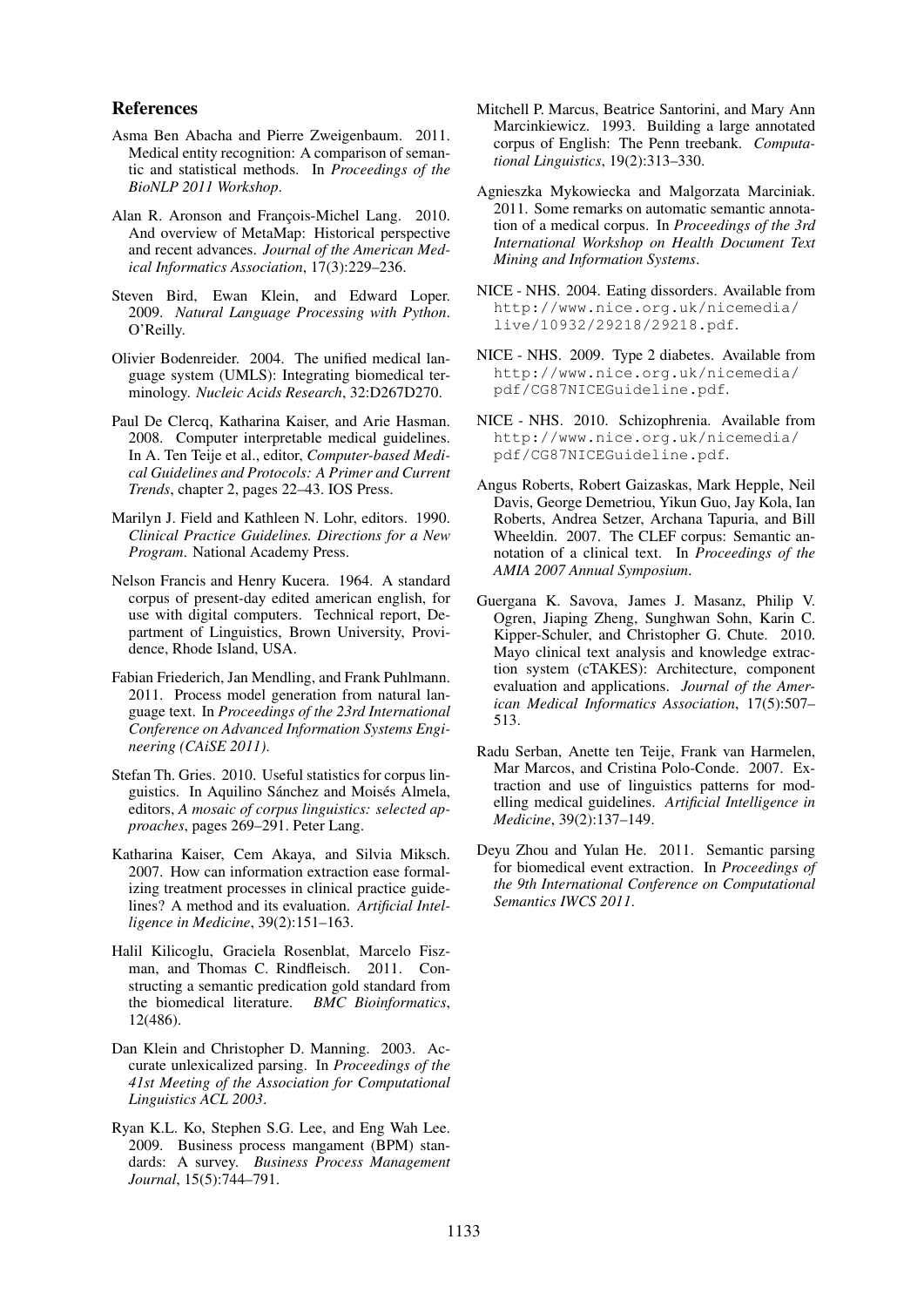## References

Asma Ben Abacha and Pierre Zweigenbaum. 2011. Medical entity recognition: A comparison of semantic and statistical methods. In *Proceedings of the BioNLP 2011 Workshop*.

Alan R. Aronson and François-Michel Lang. 2010. And overview of MetaMap: Historical perspective and recent advances. *Journal of the American Medical Informatics Association*, 17(3):229–236.

Steven Bird, Ewan Klein, and Edward Loper. 2009. *Natural Language Processing with Python*. O'Reilly.

Olivier Bodenreider. 2004. The unified medical language system (UMLS): Integrating biomedical terminology. *Nucleic Acids Research*, 32:D267D270.

Paul De Clercq, Katharina Kaiser, and Arie Hasman. 2008. Computer interpretable medical guidelines. In A. Ten Teije et al., editor, *Computer-based Medical Guidelines and Protocols: A Primer and Current Trends*, chapter 2, pages 22–43. IOS Press.

Marilyn J. Field and Kathleen N. Lohr, editors. 1990. *Clinical Practice Guidelines. Directions for a New Program*. National Academy Press.

Nelson Francis and Henry Kucera. 1964. A standard corpus of present-day edited american english, for use with digital computers. Technical report, Department of Linguistics, Brown University, Providence, Rhode Island, USA.

Fabian Friederich, Jan Mendling, and Frank Puhlmann. 2011. Process model generation from natural language text. In *Proceedings of the 23rd International Conference on Advanced Information Systems Engineering (CAiSE 2011)*.

Stefan Th. Gries. 2010. Useful statistics for corpus linguistics. In Aquilino Sánchez and Moisés Almela, editors, *A mosaic of corpus linguistics: selected approaches*, pages 269–291. Peter Lang.

Katharina Kaiser, Cem Akaya, and Silvia Miksch. 2007. How can information extraction ease formalizing treatment processes in clinical practice guidelines? A method and its evaluation. *Artificial Intelligence in Medicine*, 39(2):151–163.

Halil Kilicoglu, Graciela Rosenblat, Marcelo Fiszman, and Thomas C. Rindfleisch. 2011. Constructing a semantic predication gold standard from the biomedical literature. *BMC Bioinformatics*, 12(486).

Dan Klein and Christopher D. Manning. 2003. Accurate unlexicalized parsing. In *Proceedings of the 41st Meeting of the Association for Computational Linguistics ACL 2003*.

Ryan K.L. Ko, Stephen S.G. Lee, and Eng Wah Lee. 2009. Business process mangament (BPM) standards: A survey. *Business Process Management Journal*, 15(5):744–791.

Mitchell P. Marcus, Beatrice Santorini, and Mary Ann Marcinkiewicz. 1993. Building a large annotated corpus of English: The Penn treebank. *Computational Linguistics*, 19(2):313–330.

Agnieszka Mykowiecka and Malgorzata Marciniak. 2011. Some remarks on automatic semantic annotation of a medical corpus. In *Proceedings of the 3rd International Workshop on Health Document Text Mining and Information Systems*.

NICE - NHS. 2004. Eating dissorders. Available from `http://www.nice.org.uk/nicemedia/live/10932/29218/29218.pdf`.

NICE - NHS. 2009. Type 2 diabetes. Available from `http://www.nice.org.uk/nicemedia/pdf/CG87NICEGuideline.pdf`.

NICE - NHS. 2010. Schizophrenia. Available from `http://www.nice.org.uk/nicemedia/pdf/CG87NICEGuideline.pdf`.

Angus Roberts, Robert Gaizaskas, Mark Hepple, Neil Davis, George Demetriou, Yikun Guo, Jay Kola, Ian Roberts, Andrea Setzer, Archana Tapuria, and Bill Wheeldin. 2007. The CLEF corpus: Semantic annotation of a clinical text. In *Proceedings of the AMIA 2007 Annual Symposium*.

Guergana K. Savova, James J. Masanz, Philip V. Ogren, Jiaping Zheng, Sunghwan Sohn, Karin C. Kipper-Schuler, and Christopher G. Chute. 2010. Mayo clinical text analysis and knowledge extraction system (cTAKES): Architecture, component evaluation and applications. *Journal of the American Medical Informatics Association*, 17(5):507–513.

Radu Serban, Anette ten Teije, Frank van Harmelen, Mar Marcos, and Cristina Polo-Conde. 2007. Extraction and use of linguistics patterns for modelling medical guidelines. *Artificial Intelligence in Medicine*, 39(2):137–149.

Deyu Zhou and Yulan He. 2011. Semantic parsing for biomedical event extraction. In *Proceedings of the 9th International Conference on Computational Semantics IWCS 2011*.